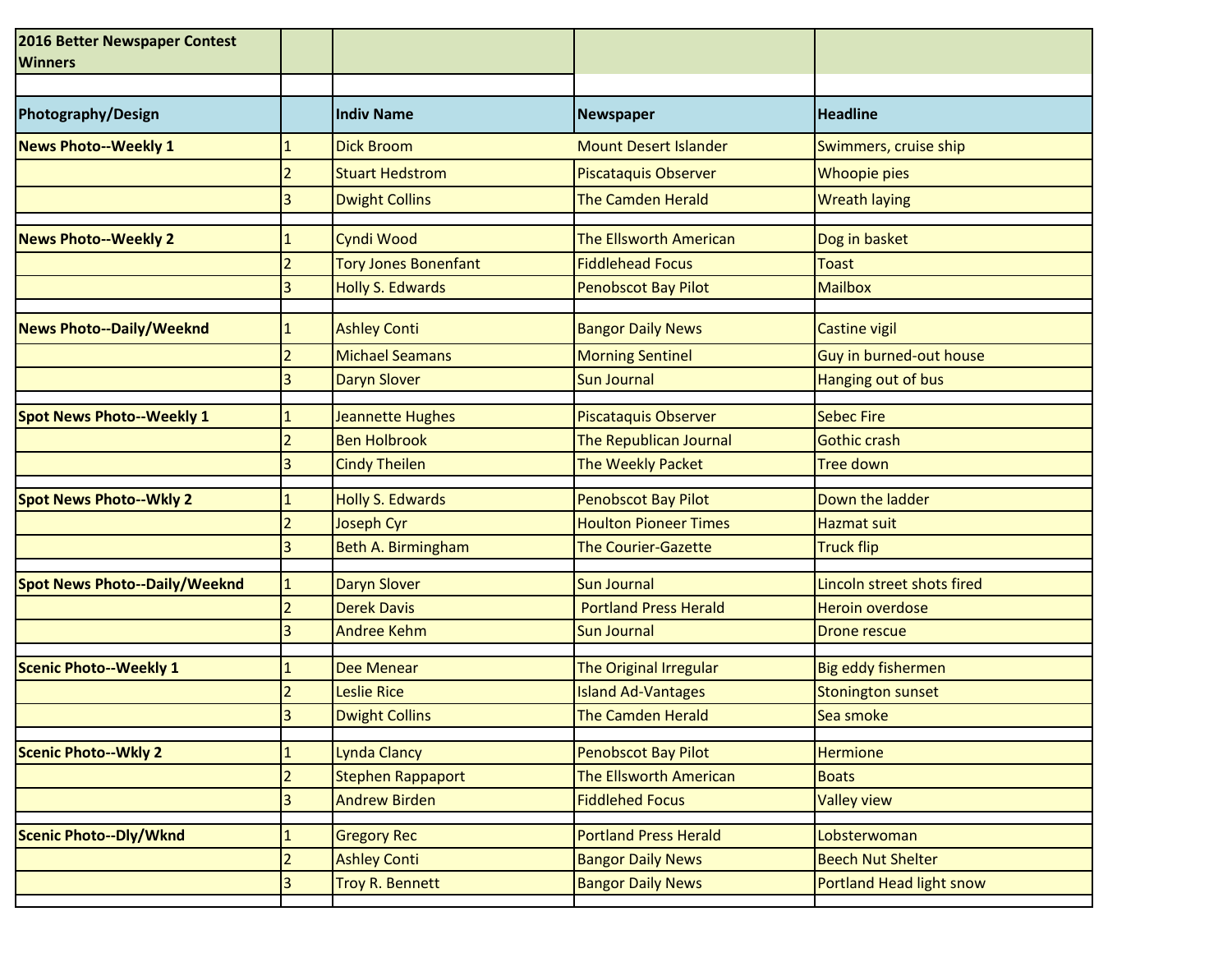# 2016 Better Newspaper Contest Winners

| Photography/Design | | Indiv Name | Newspaper | Headline |
|---|---|---|---|---|
| **News Photo--Weekly 1** | 1 | Dick Broom | Mount Desert Islander | Swimmers, cruise ship |
| | 2 | Stuart Hedstrom | Piscataquis Observer | Whoopie pies |
| | 3 | Dwight Collins | The Camden Herald | Wreath laying |
| **News Photo--Weekly 2** | 1 | Cyndi Wood | The Ellsworth American | Dog in basket |
| | 2 | Tory Jones Bonenfant | Fiddlehead Focus | Toast |
| | 3 | Holly S. Edwards | Penobscot Bay Pilot | Mailbox |
| **News Photo--Daily/Weeknd** | 1 | Ashley Conti | Bangor Daily News | Castine vigil |
| | 2 | Michael Seamans | Morning Sentinel | Guy in burned-out house |
| | 3 | Daryn Slover | Sun Journal | Hanging out of bus |
| **Spot News Photo--Weekly 1** | 1 | Jeannette Hughes | Piscataquis Observer | Sebec Fire |
| | 2 | Ben Holbrook | The Republican Journal | Gothic crash |
| | 3 | Cindy Theilen | The Weekly Packet | Tree down |
| **Spot News Photo--Wkly 2** | 1 | Holly S. Edwards | Penobscot Bay Pilot | Down the ladder |
| | 2 | Joseph Cyr | Houlton Pioneer Times | Hazmat suit |
| | 3 | Beth A. Birmingham | The Courier-Gazette | Truck flip |
| **Spot News Photo--Daily/Weeknd** | 1 | Daryn Slover | Sun Journal | Lincoln street shots fired |
| | 2 | Derek Davis | Portland Press Herald | Heroin overdose |
| | 3 | Andree Kehm | Sun Journal | Drone rescue |
| **Scenic Photo--Weekly 1** | 1 | Dee Menear | The Original Irregular | Big eddy fishermen |
| | 2 | Leslie Rice | Island Ad-Vantages | Stonington sunset |
| | 3 | Dwight Collins | The Camden Herald | Sea smoke |
| **Scenic Photo--Wkly 2** | 1 | Lynda Clancy | Penobscot Bay Pilot | Hermione |
| | 2 | Stephen Rappaport | The Ellsworth American | Boats |
| | 3 | Andrew Birden | Fiddlehed Focus | Valley view |
| **Scenic Photo--Dly/Wknd** | 1 | Gregory Rec | Portland Press Herald | Lobsterwoman |
| | 2 | Ashley Conti | Bangor Daily News | Beech Nut Shelter |
| | 3 | Troy R. Bennett | Bangor Daily News | Portland Head light snow |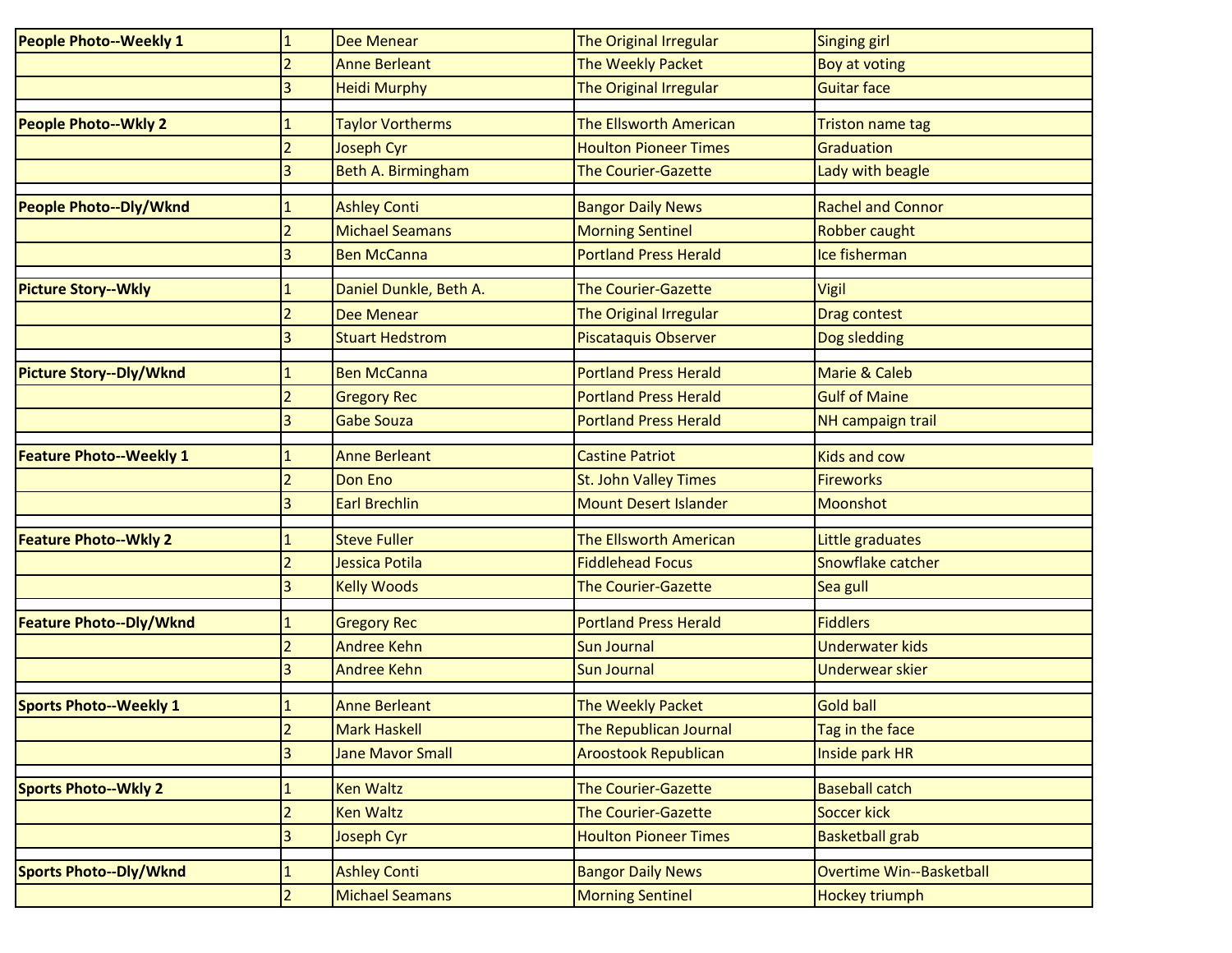| | | | | |
|---|---|---|---|---|
| **People Photo--Weekly 1** | 1 | Dee Menear | The Original Irregular | Singing girl |
| | 2 | Anne Berleant | The Weekly Packet | Boy at voting |
| | 3 | Heidi Murphy | The Original Irregular | Guitar face |
| | | | | |
| **People Photo--Wkly 2** | 1 | Taylor Vortherms | The Ellsworth American | Triston name tag |
| | 2 | Joseph Cyr | Houlton Pioneer Times | Graduation |
| | 3 | Beth A. Birmingham | The Courier-Gazette | Lady with beagle |
| | | | | |
| **People Photo--Dly/Wknd** | 1 | Ashley Conti | Bangor Daily News | Rachel and Connor |
| | 2 | Michael Seamans | Morning Sentinel | Robber caught |
| | 3 | Ben McCanna | Portland Press Herald | Ice fisherman |
| | | | | |
| **Picture Story--Wkly** | 1 | Daniel Dunkle, Beth A. | The Courier-Gazette | Vigil |
| | 2 | Dee Menear | The Original Irregular | Drag contest |
| | 3 | Stuart Hedstrom | Piscataquis Observer | Dog sledding |
| | | | | |
| **Picture Story--Dly/Wknd** | 1 | Ben McCanna | Portland Press Herald | Marie & Caleb |
| | 2 | Gregory Rec | Portland Press Herald | Gulf of Maine |
| | 3 | Gabe Souza | Portland Press Herald | NH campaign trail |
| | | | | |
| **Feature Photo--Weekly 1** | 1 | Anne Berleant | Castine Patriot | Kids and cow |
| | 2 | Don Eno | St. John Valley Times | Fireworks |
| | 3 | Earl Brechlin | Mount Desert Islander | Moonshot |
| | | | | |
| **Feature Photo--Wkly 2** | 1 | Steve Fuller | The Ellsworth American | Little graduates |
| | 2 | Jessica Potila | Fiddlehead Focus | Snowflake catcher |
| | 3 | Kelly Woods | The Courier-Gazette | Sea gull |
| | | | | |
| **Feature Photo--Dly/Wknd** | 1 | Gregory Rec | Portland Press Herald | Fiddlers |
| | 2 | Andree Kehn | Sun Journal | Underwater kids |
| | 3 | Andree Kehn | Sun Journal | Underwear skier |
| | | | | |
| **Sports Photo--Weekly 1** | 1 | Anne Berleant | The Weekly Packet | Gold ball |
| | 2 | Mark Haskell | The Republican Journal | Tag in the face |
| | 3 | Jane Mavor Small | Aroostook Republican | Inside park HR |
| | | | | |
| **Sports Photo--Wkly 2** | 1 | Ken Waltz | The Courier-Gazette | Baseball catch |
| | 2 | Ken Waltz | The Courier-Gazette | Soccer kick |
| | 3 | Joseph Cyr | Houlton Pioneer Times | Basketball grab |
| | | | | |
| **Sports Photo--Dly/Wknd** | 1 | Ashley Conti | Bangor Daily News | Overtime Win--Basketball |
| | 2 | Michael Seamans | Morning Sentinel | Hockey triumph |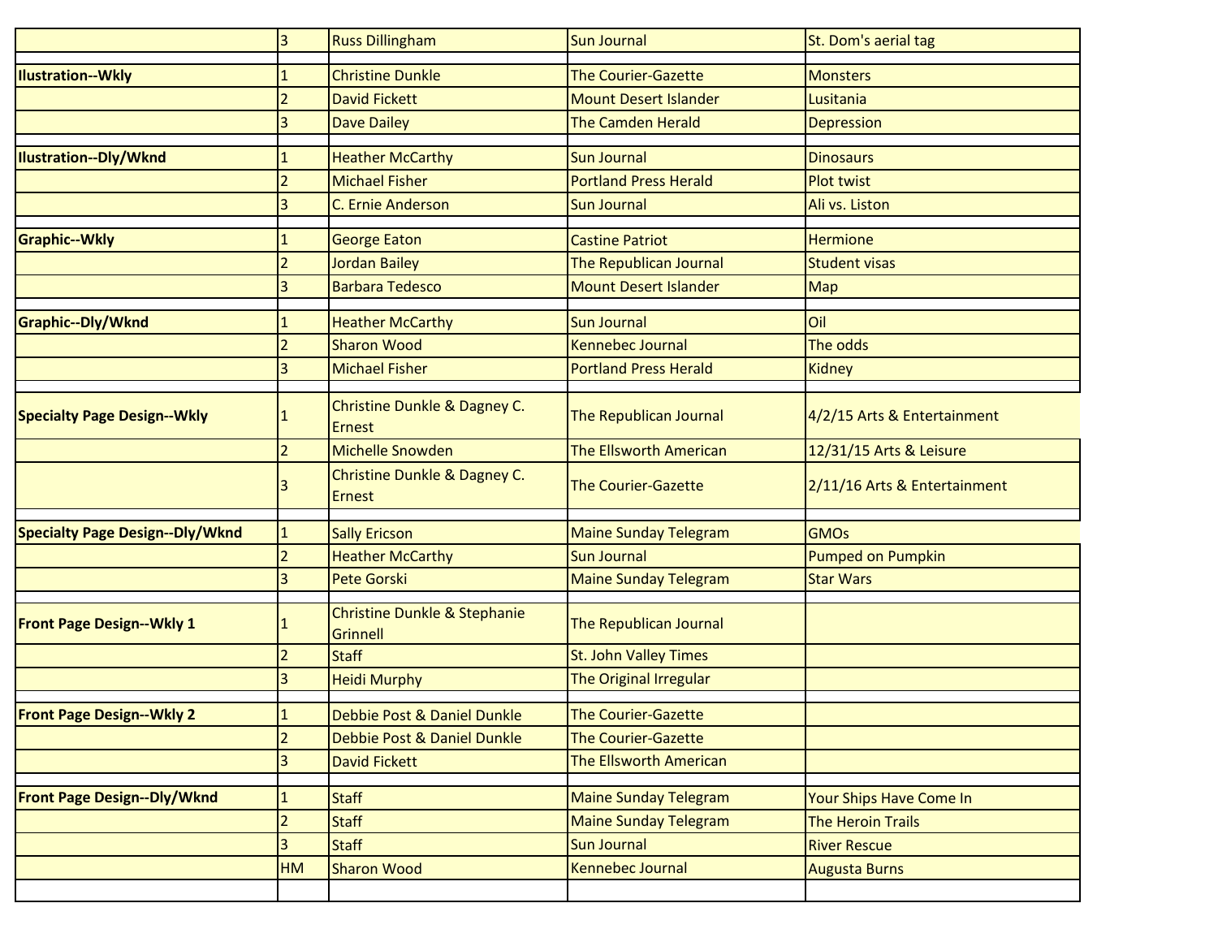| | | | | |
|---|---|---|---|---|
| | 3 | Russ Dillingham | Sun Journal | St. Dom's aerial tag |
| | | | | |
| **Illustration--Wkly** | 1 | Christine Dunkle | The Courier-Gazette | Monsters |
| | 2 | David Fickett | Mount Desert Islander | Lusitania |
| | 3 | Dave Dailey | The Camden Herald | Depression |
| | | | | |
| **Illustration--Dly/Wknd** | 1 | Heather McCarthy | Sun Journal | Dinosaurs |
| | 2 | Michael Fisher | Portland Press Herald | Plot twist |
| | 3 | C. Ernie Anderson | Sun Journal | Ali vs. Liston |
| | | | | |
| **Graphic--Wkly** | 1 | George Eaton | Castine Patriot | Hermione |
| | 2 | Jordan Bailey | The Republican Journal | Student visas |
| | 3 | Barbara Tedesco | Mount Desert Islander | Map |
| | | | | |
| **Graphic--Dly/Wknd** | 1 | Heather McCarthy | Sun Journal | Oil |
| | 2 | Sharon Wood | Kennebec Journal | The odds |
| | 3 | Michael Fisher | Portland Press Herald | Kidney |
| | | | | |
| **Specialty Page Design--Wkly** | 1 | Christine Dunkle & Dagney C. Ernest | The Republican Journal | 4/2/15 Arts & Entertainment |
| | 2 | Michelle Snowden | The Ellsworth American | 12/31/15 Arts & Leisure |
| | 3 | Christine Dunkle & Dagney C. Ernest | The Courier-Gazette | 2/11/16 Arts & Entertainment |
| | | | | |
| **Specialty Page Design--Dly/Wknd** | 1 | Sally Ericson | Maine Sunday Telegram | GMOs |
| | 2 | Heather McCarthy | Sun Journal | Pumped on Pumpkin |
| | 3 | Pete Gorski | Maine Sunday Telegram | Star Wars |
| | | | | |
| **Front Page Design--Wkly 1** | 1 | Christine Dunkle & Stephanie Grinnell | The Republican Journal | |
| | 2 | Staff | St. John Valley Times | |
| | 3 | Heidi Murphy | The Original Irregular | |
| | | | | |
| **Front Page Design--Wkly 2** | 1 | Debbie Post & Daniel Dunkle | The Courier-Gazette | |
| | 2 | Debbie Post & Daniel Dunkle | The Courier-Gazette | |
| | 3 | David Fickett | The Ellsworth American | |
| | | | | |
| **Front Page Design--Dly/Wknd** | 1 | Staff | Maine Sunday Telegram | Your Ships Have Come In |
| | 2 | Staff | Maine Sunday Telegram | The Heroin Trails |
| | 3 | Staff | Sun Journal | River Rescue |
| | HM | Sharon Wood | Kennebec Journal | Augusta Burns |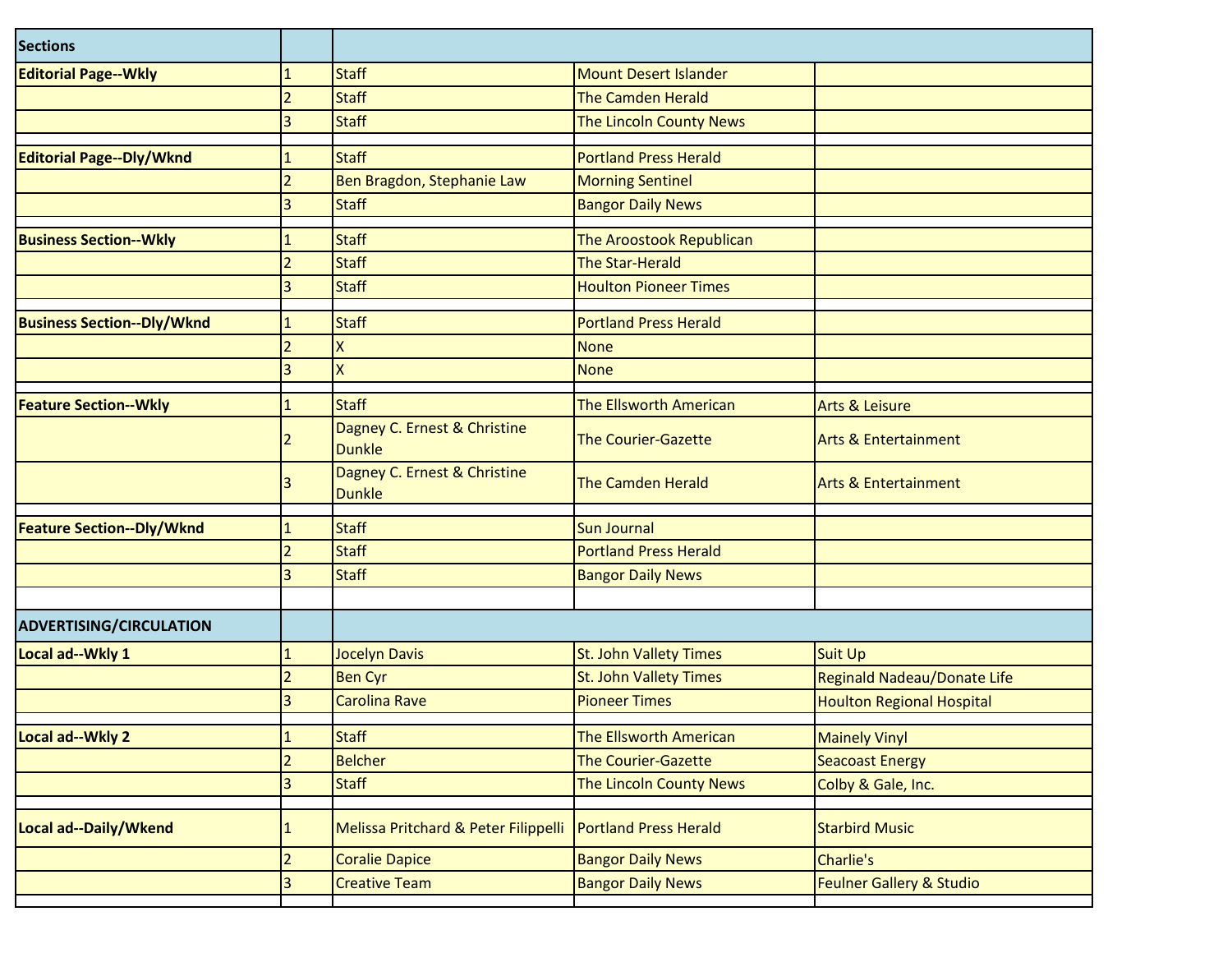| Sections | | | | |
|---|---|---|---|---|
| **Editorial Page--Wkly** | 1 | Staff | Mount Desert Islander | |
| | 2 | Staff | The Camden Herald | |
| | 3 | Staff | The Lincoln County News | |
| | | | | |
| **Editorial Page--Dly/Wknd** | 1 | Staff | Portland Press Herald | |
| | 2 | Ben Bragdon, Stephanie Law | Morning Sentinel | |
| | 3 | Staff | Bangor Daily News | |
| | | | | |
| **Business Section--Wkly** | 1 | Staff | The Aroostook Republican | |
| | 2 | Staff | The Star-Herald | |
| | 3 | Staff | Houlton Pioneer Times | |
| | | | | |
| **Business Section--Dly/Wknd** | 1 | Staff | Portland Press Herald | |
| | 2 | X | None | |
| | 3 | X | None | |
| | | | | |
| **Feature Section--Wkly** | 1 | Staff | The Ellsworth American | Arts & Leisure |
| | 2 | Dagney C. Ernest & Christine Dunkle | The Courier-Gazette | Arts & Entertainment |
| | 3 | Dagney C. Ernest & Christine Dunkle | The Camden Herald | Arts & Entertainment |
| | | | | |
| **Feature Section--Dly/Wknd** | 1 | Staff | Sun Journal | |
| | 2 | Staff | Portland Press Herald | |
| | 3 | Staff | Bangor Daily News | |
| | | | | |
| **ADVERTISING/CIRCULATION** | | | | |
| **Local ad--Wkly 1** | 1 | Jocelyn Davis | St. John Valley Times | Suit Up |
| | 2 | Ben Cyr | St. John Valley Times | Reginald Nadeau/Donate Life |
| | 3 | Carolina Rave | Pioneer Times | Houlton Regional Hospital |
| | | | | |
| **Local ad--Wkly 2** | 1 | Staff | The Ellsworth American | Mainely Vinyl |
| | 2 | Belcher | The Courier-Gazette | Seacoast Energy |
| | 3 | Staff | The Lincoln County News | Colby & Gale, Inc. |
| | | | | |
| **Local ad--Daily/Wkend** | 1 | Melissa Pritchard & Peter Filippelli | Portland Press Herald | Starbird Music |
| | 2 | Coralie Dapice | Bangor Daily News | Charlie's |
| | 3 | Creative Team | Bangor Daily News | Feulner Gallery & Studio |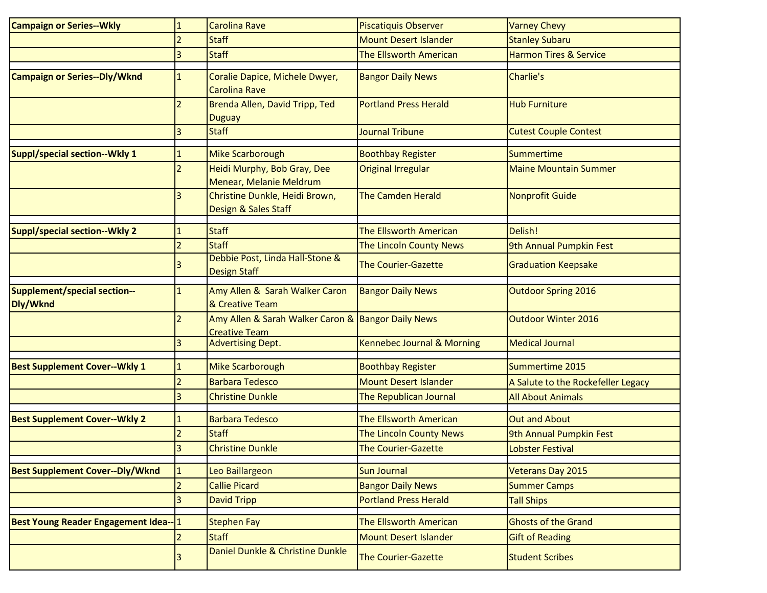| | | | | |
|---|---|---|---|---|
| **Campaign or Series--Wkly** | 1 | Carolina Rave | Piscatiquis Observer | Varney Chevy |
| | 2 | Staff | Mount Desert Islander | Stanley Subaru |
| | 3 | Staff | The Ellsworth American | Harmon Tires & Service |
| | | | | |
| **Campaign or Series--Dly/Wknd** | 1 | Coralie Dapice, Michele Dwyer, Carolina Rave | Bangor Daily News | Charlie's |
| | 2 | Brenda Allen, David Tripp, Ted Duguay | Portland Press Herald | Hub Furniture |
| | 3 | Staff | Journal Tribune | Cutest Couple Contest |
| | | | | |
| **Suppl/special section--Wkly 1** | 1 | Mike Scarborough | Boothbay Register | Summertime |
| | 2 | Heidi Murphy, Bob Gray, Dee Menear, Melanie Meldrum | Original Irregular | Maine Mountain Summer |
| | 3 | Christine Dunkle, Heidi Brown, Design & Sales Staff | The Camden Herald | Nonprofit Guide |
| | | | | |
| **Suppl/special section--Wkly 2** | 1 | Staff | The Ellsworth American | Delish! |
| | 2 | Staff | The Lincoln County News | 9th Annual Pumpkin Fest |
| | 3 | Debbie Post, Linda Hall-Stone & Design Staff | The Courier-Gazette | Graduation Keepsake |
| | | | | |
| **Supplement/special section--Dly/Wknd** | 1 | Amy Allen & Sarah Walker Caron & Creative Team | Bangor Daily News | Outdoor Spring 2016 |
| | 2 | Amy Allen & Sarah Walker Caron & Creative Team | Bangor Daily News | Outdoor Winter 2016 |
| | 3 | Advertising Dept. | Kennebec Journal & Morning | Medical Journal |
| | | | | |
| **Best Supplement Cover--Wkly 1** | 1 | Mike Scarborough | Boothbay Register | Summertime 2015 |
| | 2 | Barbara Tedesco | Mount Desert Islander | A Salute to the Rockefeller Legacy |
| | 3 | Christine Dunkle | The Republican Journal | All About Animals |
| | | | | |
| **Best Supplement Cover--Wkly 2** | 1 | Barbara Tedesco | The Ellsworth American | Out and About |
| | 2 | Staff | The Lincoln County News | 9th Annual Pumpkin Fest |
| | 3 | Christine Dunkle | The Courier-Gazette | Lobster Festival |
| | | | | |
| **Best Supplement Cover--Dly/Wknd** | 1 | Leo Baillargeon | Sun Journal | Veterans Day 2015 |
| | 2 | Callie Picard | Bangor Daily News | Summer Camps |
| | 3 | David Tripp | Portland Press Herald | Tall Ships |
| | | | | |
| **Best Young Reader Engagement Idea--** | 1 | Stephen Fay | The Ellsworth American | Ghosts of the Grand |
| | 2 | Staff | Mount Desert Islander | Gift of Reading |
| | 3 | Daniel Dunkle & Christine Dunkle | The Courier-Gazette | Student Scribes |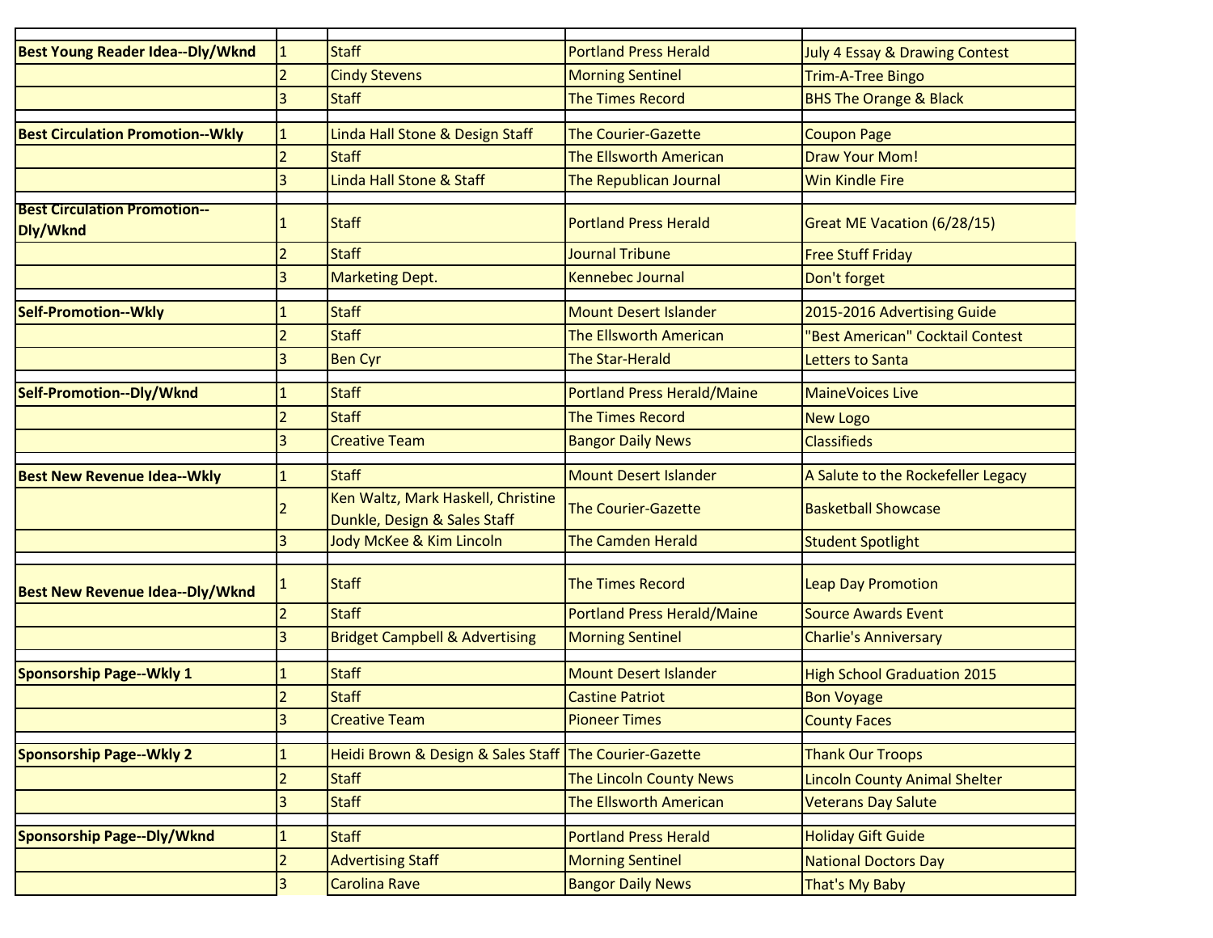| | | | | |
|---|---|---|---|---|
| **Best Young Reader Idea--Dly/Wknd** | 1 | Staff | Portland Press Herald | July 4 Essay & Drawing Contest |
| | 2 | Cindy Stevens | Morning Sentinel | Trim-A-Tree Bingo |
| | 3 | Staff | The Times Record | BHS The Orange & Black |
| | | | | |
| **Best Circulation Promotion--Wkly** | 1 | Linda Hall Stone & Design Staff | The Courier-Gazette | Coupon Page |
| | 2 | Staff | The Ellsworth American | Draw Your Mom! |
| | 3 | Linda Hall Stone & Staff | The Republican Journal | Win Kindle Fire |
| | | | | |
| **Best Circulation Promotion--Dly/Wknd** | 1 | Staff | Portland Press Herald | Great ME Vacation (6/28/15) |
| | 2 | Staff | Journal Tribune | Free Stuff Friday |
| | 3 | Marketing Dept. | Kennebec Journal | Don't forget |
| | | | | |
| **Self-Promotion--Wkly** | 1 | Staff | Mount Desert Islander | 2015-2016 Advertising Guide |
| | 2 | Staff | The Ellsworth American | "Best American" Cocktail Contest |
| | 3 | Ben Cyr | The Star-Herald | Letters to Santa |
| | | | | |
| **Self-Promotion--Dly/Wknd** | 1 | Staff | Portland Press Herald/Maine | MaineVoices Live |
| | 2 | Staff | The Times Record | New Logo |
| | 3 | Creative Team | Bangor Daily News | Classifieds |
| | | | | |
| **Best New Revenue Idea--Wkly** | 1 | Staff | Mount Desert Islander | A Salute to the Rockefeller Legacy |
| | 2 | Ken Waltz, Mark Haskell, Christine Dunkle, Design & Sales Staff | The Courier-Gazette | Basketball Showcase |
| | 3 | Jody McKee & Kim Lincoln | The Camden Herald | Student Spotlight |
| | | | | |
| **Best New Revenue Idea--Dly/Wknd** | 1 | Staff | The Times Record | Leap Day Promotion |
| | 2 | Staff | Portland Press Herald/Maine | Source Awards Event |
| | 3 | Bridget Campbell & Advertising | Morning Sentinel | Charlie's Anniversary |
| | | | | |
| **Sponsorship Page--Wkly 1** | 1 | Staff | Mount Desert Islander | High School Graduation 2015 |
| | 2 | Staff | Castine Patriot | Bon Voyage |
| | 3 | Creative Team | Pioneer Times | County Faces |
| | | | | |
| **Sponsorship Page--Wkly 2** | 1 | Heidi Brown & Design & Sales Staff | The Courier-Gazette | Thank Our Troops |
| | 2 | Staff | The Lincoln County News | Lincoln County Animal Shelter |
| | 3 | Staff | The Ellsworth American | Veterans Day Salute |
| | | | | |
| **Sponsorship Page--Dly/Wknd** | 1 | Staff | Portland Press Herald | Holiday Gift Guide |
| | 2 | Advertising Staff | Morning Sentinel | National Doctors Day |
| | 3 | Carolina Rave | Bangor Daily News | That's My Baby |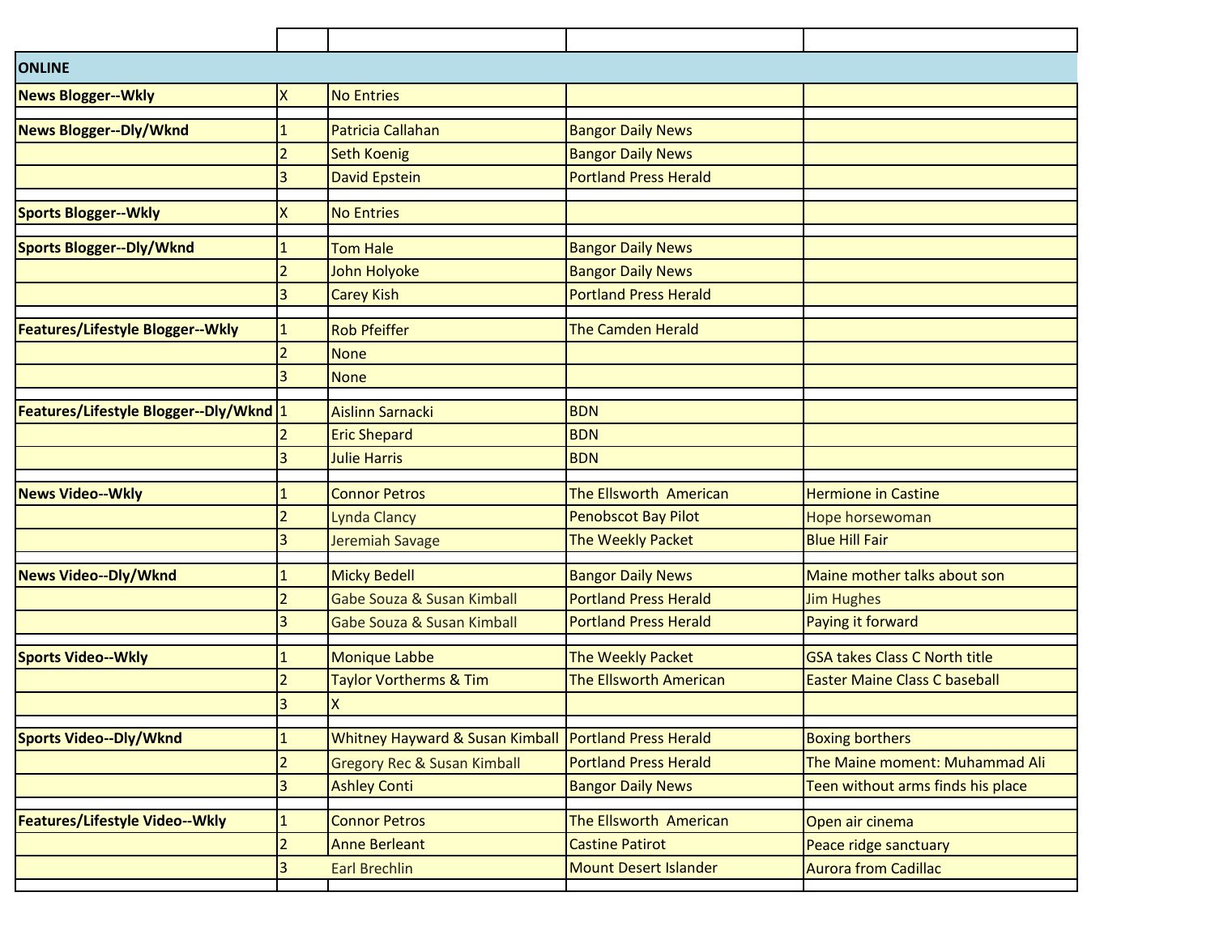| | | | | |
|---|---|---|---|---|
| **ONLINE** | | | | |
| **News Blogger--Wkly** | X | No Entries | | |
| | | | | |
| **News Blogger--Dly/Wknd** | 1 | Patricia Callahan | Bangor Daily News | |
| | 2 | Seth Koenig | Bangor Daily News | |
| | 3 | David Epstein | Portland Press Herald | |
| | | | | |
| **Sports Blogger--Wkly** | X | No Entries | | |
| | | | | |
| **Sports Blogger--Dly/Wknd** | 1 | Tom Hale | Bangor Daily News | |
| | 2 | John Holyoke | Bangor Daily News | |
| | 3 | Carey Kish | Portland Press Herald | |
| | | | | |
| **Features/Lifestyle Blogger--Wkly** | 1 | Rob Pfeiffer | The Camden Herald | |
| | 2 | None | | |
| | 3 | None | | |
| | | | | |
| **Features/Lifestyle Blogger--Dly/Wknd** | 1 | Aislinn Sarnacki | BDN | |
| | 2 | Eric Shepard | BDN | |
| | 3 | Julie Harris | BDN | |
| | | | | |
| **News Video--Wkly** | 1 | Connor Petros | The Ellsworth American | Hermione in Castine |
| | 2 | Lynda Clancy | Penobscot Bay Pilot | Hope horsewoman |
| | 3 | Jeremiah Savage | The Weekly Packet | Blue Hill Fair |
| | | | | |
| **News Video--Dly/Wknd** | 1 | Micky Bedell | Bangor Daily News | Maine mother talks about son |
| | 2 | Gabe Souza & Susan Kimball | Portland Press Herald | Jim Hughes |
| | 3 | Gabe Souza & Susan Kimball | Portland Press Herald | Paying it forward |
| | | | | |
| **Sports Video--Wkly** | 1 | Monique Labbe | The Weekly Packet | GSA takes Class C North title |
| | 2 | Taylor Vortherms & Tim | The Ellsworth American | Easter Maine Class C baseball |
| | 3 | X | | |
| | | | | |
| **Sports Video--Dly/Wknd** | 1 | Whitney Hayward & Susan Kimball | Portland Press Herald | Boxing borthers |
| | 2 | Gregory Rec & Susan Kimball | Portland Press Herald | The Maine moment: Muhammad Ali |
| | 3 | Ashley Conti | Bangor Daily News | Teen without arms finds his place |
| | | | | |
| **Features/Lifestyle Video--Wkly** | 1 | Connor Petros | The Ellsworth American | Open air cinema |
| | 2 | Anne Berleant | Castine Patirot | Peace ridge sanctuary |
| | 3 | Earl Brechlin | Mount Desert Islander | Aurora from Cadillac |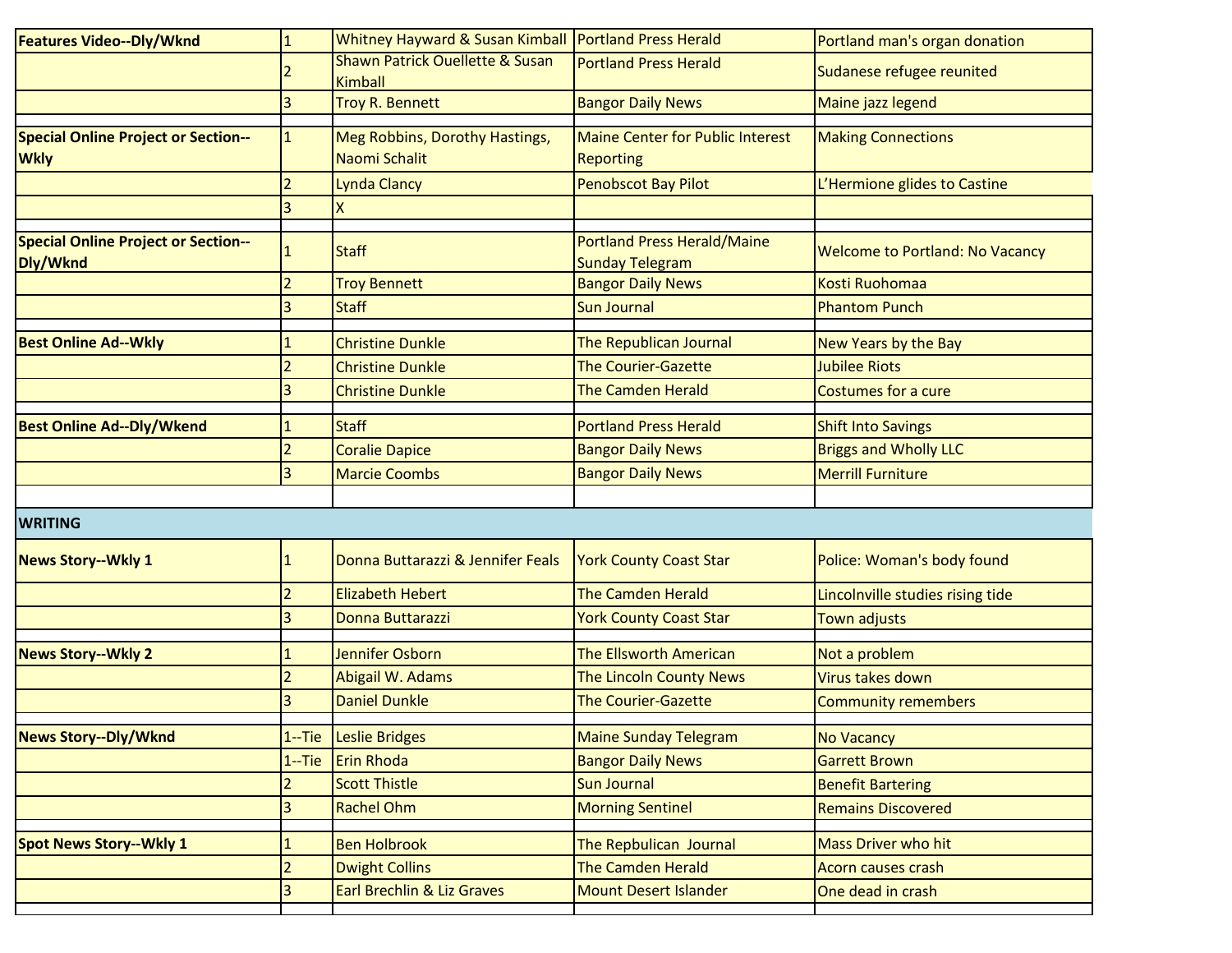| | | | | |
|---|---|---|---|---|
| **Features Video--Dly/Wknd** | 1 | Whitney Hayward & Susan Kimball | Portland Press Herald | Portland man's organ donation |
| | 2 | Shawn Patrick Ouellette & Susan Kimball | Portland Press Herald | Sudanese refugee reunited |
| | 3 | Troy R. Bennett | Bangor Daily News | Maine jazz legend |
| | | | | |
| **Special Online Project or Section--Wkly** | 1 | Meg Robbins, Dorothy Hastings, Naomi Schalit | Maine Center for Public Interest Reporting | Making Connections |
| | 2 | Lynda Clancy | Penobscot Bay Pilot | L'Hermione glides to Castine |
| | 3 | X | | |
| | | | | |
| **Special Online Project or Section--Dly/Wknd** | 1 | Staff | Portland Press Herald/Maine Sunday Telegram | Welcome to Portland: No Vacancy |
| | 2 | Troy Bennett | Bangor Daily News | Kosti Ruohomaa |
| | 3 | Staff | Sun Journal | Phantom Punch |
| | | | | |
| **Best Online Ad--Wkly** | 1 | Christine Dunkle | The Republican Journal | New Years by the Bay |
| | 2 | Christine Dunkle | The Courier-Gazette | Jubilee Riots |
| | 3 | Christine Dunkle | The Camden Herald | Costumes for a cure |
| | | | | |
| **Best Online Ad--Dly/Wkend** | 1 | Staff | Portland Press Herald | Shift Into Savings |
| | 2 | Coralie Dapice | Bangor Daily News | Briggs and Wholly LLC |
| | 3 | Marcie Coombs | Bangor Daily News | Merrill Furniture |
| | | | | |
| **WRITING** | | | | |
| **News Story--Wkly 1** | 1 | Donna Buttarazzi & Jennifer Feals | York County Coast Star | Police: Woman's body found |
| | 2 | Elizabeth Hebert | The Camden Herald | Lincolnville studies rising tide |
| | 3 | Donna Buttarazzi | York County Coast Star | Town adjusts |
| | | | | |
| **News Story--Wkly 2** | 1 | Jennifer Osborn | The Ellsworth American | Not a problem |
| | 2 | Abigail W. Adams | The Lincoln County News | Virus takes down |
| | 3 | Daniel Dunkle | The Courier-Gazette | Community remembers |
| | | | | |
| **News Story--Dly/Wknd** | 1--Tie | Leslie Bridges | Maine Sunday Telegram | No Vacancy |
| | 1--Tie | Erin Rhoda | Bangor Daily News | Garrett Brown |
| | 2 | Scott Thistle | Sun Journal | Benefit Bartering |
| | 3 | Rachel Ohm | Morning Sentinel | Remains Discovered |
| | | | | |
| **Spot News Story--Wkly 1** | 1 | Ben Holbrook | The Repbulican Journal | Mass Driver who hit |
| | 2 | Dwight Collins | The Camden Herald | Acorn causes crash |
| | 3 | Earl Brechlin & Liz Graves | Mount Desert Islander | One dead in crash |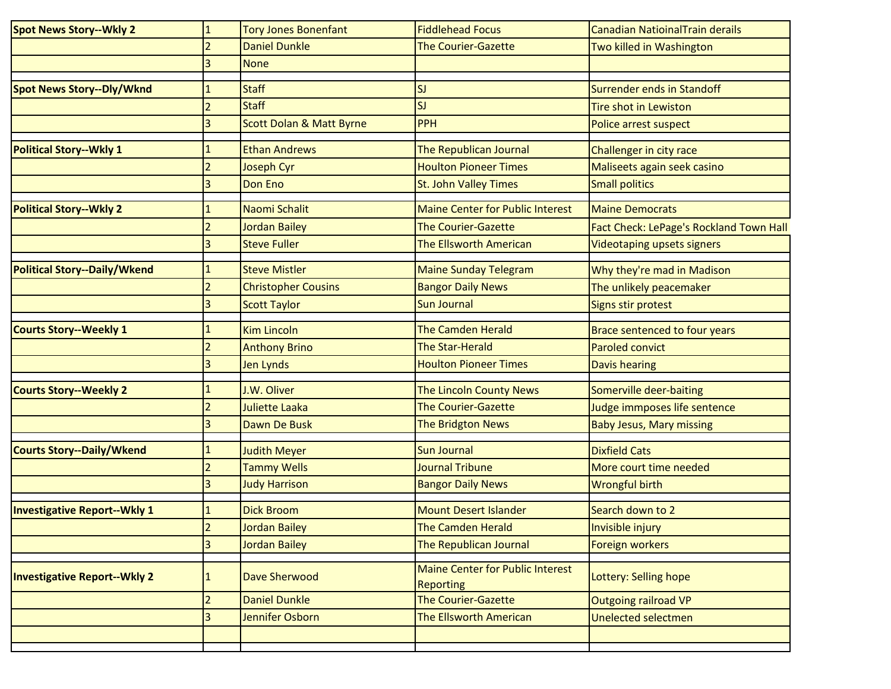| | | | | |
|---|---|---|---|---|
| **Spot News Story--Wkly 2** | 1 | Tory Jones Bonenfant | Fiddlehead Focus | Canadian NatioinalTrain derails |
| | 2 | Daniel Dunkle | The Courier-Gazette | Two killed in Washington |
| | 3 | None | | |
| | | | | |
| **Spot News Story--Dly/Wknd** | 1 | Staff | SJ | Surrender ends in Standoff |
| | 2 | Staff | SJ | Tire shot in Lewiston |
| | 3 | Scott Dolan & Matt Byrne | PPH | Police arrest suspect |
| | | | | |
| **Political Story--Wkly 1** | 1 | Ethan Andrews | The Republican Journal | Challenger in city race |
| | 2 | Joseph Cyr | Houlton Pioneer Times | Maliseets again seek casino |
| | 3 | Don Eno | St. John Valley Times | Small politics |
| | | | | |
| **Political Story--Wkly 2** | 1 | Naomi Schalit | Maine Center for Public Interest | Maine Democrats |
| | 2 | Jordan Bailey | The Courier-Gazette | Fact Check: LePage's Rockland Town Hall |
| | 3 | Steve Fuller | The Ellsworth American | Videotaping upsets signers |
| | | | | |
| **Political Story--Daily/Wkend** | 1 | Steve Mistler | Maine Sunday Telegram | Why they're mad in Madison |
| | 2 | Christopher Cousins | Bangor Daily News | The unlikely peacemaker |
| | 3 | Scott Taylor | Sun Journal | Signs stir protest |
| | | | | |
| **Courts Story--Weekly 1** | 1 | Kim Lincoln | The Camden Herald | Brace sentenced to four years |
| | 2 | Anthony Brino | The Star-Herald | Paroled convict |
| | 3 | Jen Lynds | Houlton Pioneer Times | Davis hearing |
| | | | | |
| **Courts Story--Weekly 2** | 1 | J.W. Oliver | The Lincoln County News | Somerville deer-baiting |
| | 2 | Juliette Laaka | The Courier-Gazette | Judge immposes life sentence |
| | 3 | Dawn De Busk | The Bridgton News | Baby Jesus, Mary missing |
| | | | | |
| **Courts Story--Daily/Wkend** | 1 | Judith Meyer | Sun Journal | Dixfield Cats |
| | 2 | Tammy Wells | Journal Tribune | More court time needed |
| | 3 | Judy Harrison | Bangor Daily News | Wrongful birth |
| | | | | |
| **Investigative Report--Wkly 1** | 1 | Dick Broom | Mount Desert Islander | Search down to 2 |
| | 2 | Jordan Bailey | The Camden Herald | Invisible injury |
| | 3 | Jordan Bailey | The Republican Journal | Foreign workers |
| | | | | |
| **Investigative Report--Wkly 2** | 1 | Dave Sherwood | Maine Center for Public Interest Reporting | Lottery: Selling hope |
| | 2 | Daniel Dunkle | The Courier-Gazette | Outgoing railroad VP |
| | 3 | Jennifer Osborn | The Ellsworth American | Unelected selectmen |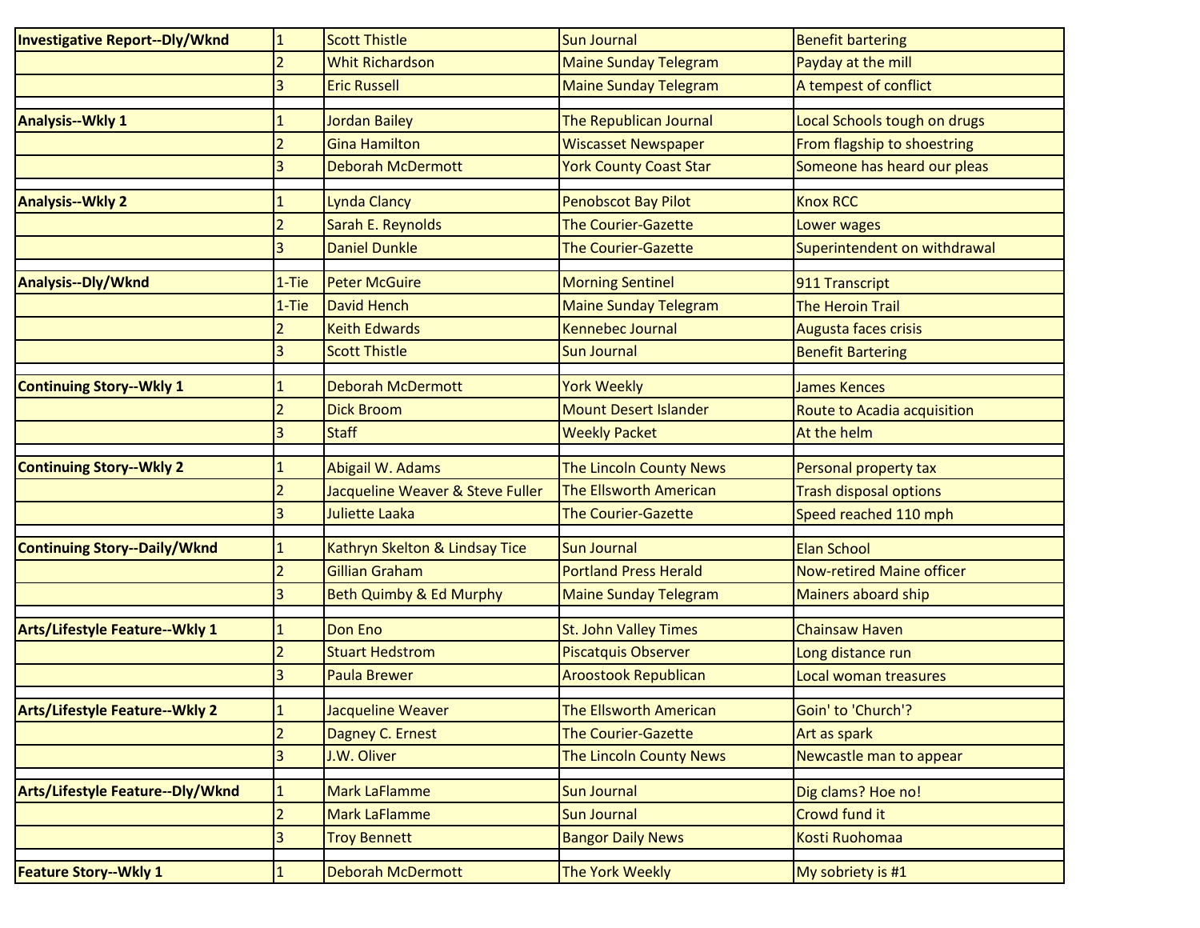| | | | | |
|---|---|---|---|---|
| **Investigative Report--Dly/Wknd** | 1 | Scott Thistle | Sun Journal | Benefit bartering |
| | 2 | Whit Richardson | Maine Sunday Telegram | Payday at the mill |
| | 3 | Eric Russell | Maine Sunday Telegram | A tempest of conflict |
| | | | | |
| **Analysis--Wkly 1** | 1 | Jordan Bailey | The Republican Journal | Local Schools tough on drugs |
| | 2 | Gina Hamilton | Wiscasset Newspaper | From flagship to shoestring |
| | 3 | Deborah McDermott | York County Coast Star | Someone has heard our pleas |
| | | | | |
| **Analysis--Wkly 2** | 1 | Lynda Clancy | Penobscot Bay Pilot | Knox RCC |
| | 2 | Sarah E. Reynolds | The Courier-Gazette | Lower wages |
| | 3 | Daniel Dunkle | The Courier-Gazette | Superintendent on withdrawal |
| | | | | |
| **Analysis--Dly/Wknd** | 1-Tie | Peter McGuire | Morning Sentinel | 911 Transcript |
| | 1-Tie | David Hench | Maine Sunday Telegram | The Heroin Trail |
| | 2 | Keith Edwards | Kennebec Journal | Augusta faces crisis |
| | 3 | Scott Thistle | Sun Journal | Benefit Bartering |
| | | | | |
| **Continuing Story--Wkly 1** | 1 | Deborah McDermott | York Weekly | James Kences |
| | 2 | Dick Broom | Mount Desert Islander | Route to Acadia acquisition |
| | 3 | Staff | Weekly Packet | At the helm |
| | | | | |
| **Continuing Story--Wkly 2** | 1 | Abigail W. Adams | The Lincoln County News | Personal property tax |
| | 2 | Jacqueline Weaver & Steve Fuller | The Ellsworth American | Trash disposal options |
| | 3 | Juliette Laaka | The Courier-Gazette | Speed reached 110 mph |
| | | | | |
| **Continuing Story--Daily/Wknd** | 1 | Kathryn Skelton & Lindsay Tice | Sun Journal | Elan School |
| | 2 | Gillian Graham | Portland Press Herald | Now-retired Maine officer |
| | 3 | Beth Quimby & Ed Murphy | Maine Sunday Telegram | Mainers aboard ship |
| | | | | |
| **Arts/Lifestyle Feature--Wkly 1** | 1 | Don Eno | St. John Valley Times | Chainsaw Haven |
| | 2 | Stuart Hedstrom | Piscatquis Observer | Long distance run |
| | 3 | Paula Brewer | Aroostook Republican | Local woman treasures |
| | | | | |
| **Arts/Lifestyle Feature--Wkly 2** | 1 | Jacqueline Weaver | The Ellsworth American | Goin' to 'Church'? |
| | 2 | Dagney C. Ernest | The Courier-Gazette | Art as spark |
| | 3 | J.W. Oliver | The Lincoln County News | Newcastle man to appear |
| | | | | |
| **Arts/Lifestyle Feature--Dly/Wknd** | 1 | Mark LaFlamme | Sun Journal | Dig clams? Hoe no! |
| | 2 | Mark LaFlamme | Sun Journal | Crowd fund it |
| | 3 | Troy Bennett | Bangor Daily News | Kosti Ruohomaa |
| | | | | |
| **Feature Story--Wkly 1** | 1 | Deborah McDermott | The York Weekly | My sobriety is #1 |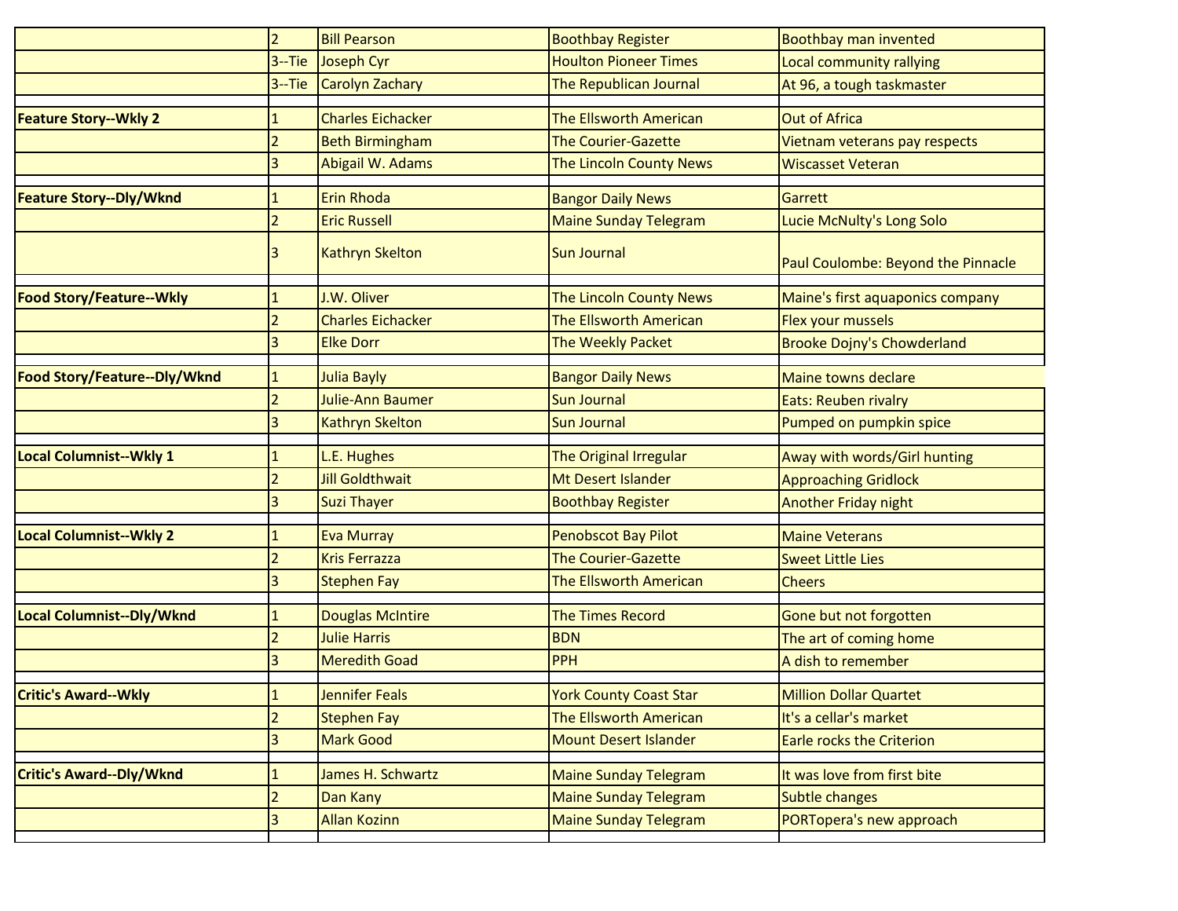| | | | | |
|---|---|---|---|---|
| | 2 | Bill Pearson | Boothbay Register | Boothbay man invented |
| | 3--Tie | Joseph Cyr | Houlton Pioneer Times | Local community rallying |
| | 3--Tie | Carolyn Zachary | The Republican Journal | At 96, a tough taskmaster |
| | | | | |
| **Feature Story--Wkly 2** | 1 | Charles Eichacker | The Ellsworth American | Out of Africa |
| | 2 | Beth Birmingham | The Courier-Gazette | Vietnam veterans pay respects |
| | 3 | Abigail W. Adams | The Lincoln County News | Wiscasset Veteran |
| | | | | |
| **Feature Story--Dly/Wknd** | 1 | Erin Rhoda | Bangor Daily News | Garrett |
| | 2 | Eric Russell | Maine Sunday Telegram | Lucie McNulty's Long Solo |
| | 3 | Kathryn Skelton | Sun Journal | Paul Coulombe: Beyond the Pinnacle |
| | | | | |
| **Food Story/Feature--Wkly** | 1 | J.W. Oliver | The Lincoln County News | Maine's first aquaponics company |
| | 2 | Charles Eichacker | The Ellsworth American | Flex your mussels |
| | 3 | Elke Dorr | The Weekly Packet | Brooke Dojny's Chowderland |
| | | | | |
| **Food Story/Feature--Dly/Wknd** | 1 | Julia Bayly | Bangor Daily News | Maine towns declare |
| | 2 | Julie-Ann Baumer | Sun Journal | Eats: Reuben rivalry |
| | 3 | Kathryn Skelton | Sun Journal | Pumped on pumpkin spice |
| | | | | |
| **Local Columnist--Wkly 1** | 1 | L.E. Hughes | The Original Irregular | Away with words/Girl hunting |
| | 2 | Jill Goldthwait | Mt Desert Islander | Approaching Gridlock |
| | 3 | Suzi Thayer | Boothbay Register | Another Friday night |
| | | | | |
| **Local Columnist--Wkly 2** | 1 | Eva Murray | Penobscot Bay Pilot | Maine Veterans |
| | 2 | Kris Ferrazza | The Courier-Gazette | Sweet Little Lies |
| | 3 | Stephen Fay | The Ellsworth American | Cheers |
| | | | | |
| **Local Columnist--Dly/Wknd** | 1 | Douglas McIntire | The Times Record | Gone but not forgotten |
| | 2 | Julie Harris | BDN | The art of coming home |
| | 3 | Meredith Goad | PPH | A dish to remember |
| | | | | |
| **Critic's Award--Wkly** | 1 | Jennifer Feals | York County Coast Star | Million Dollar Quartet |
| | 2 | Stephen Fay | The Ellsworth American | It's a cellar's market |
| | 3 | Mark Good | Mount Desert Islander | Earle rocks the Criterion |
| | | | | |
| **Critic's Award--Dly/Wknd** | 1 | James H. Schwartz | Maine Sunday Telegram | It was love from first bite |
| | 2 | Dan Kany | Maine Sunday Telegram | Subtle changes |
| | 3 | Allan Kozinn | Maine Sunday Telegram | PORTopera's new approach |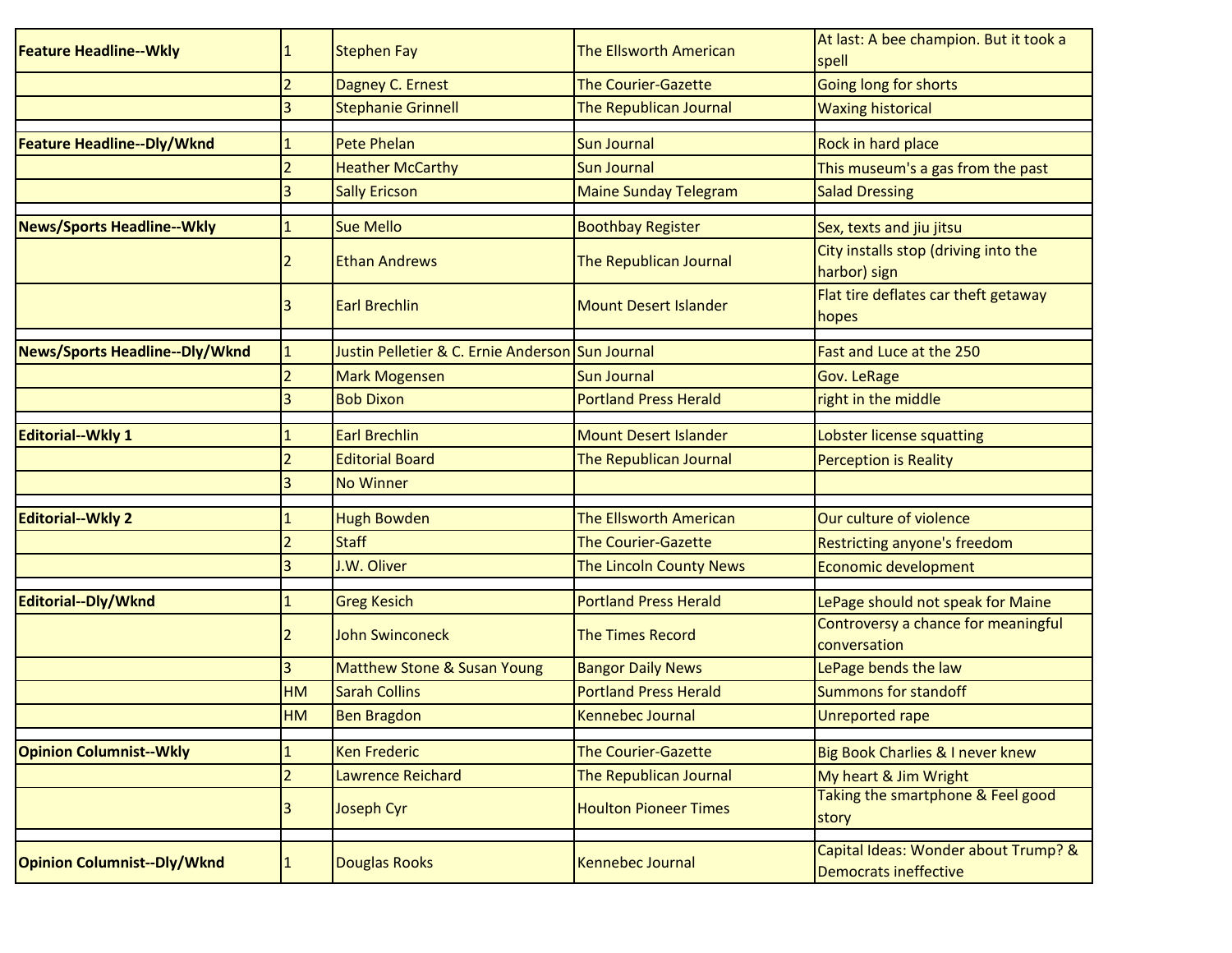| | | | | |
|---|---|---|---|---|
| **Feature Headline--Wkly** | 1 | Stephen Fay | The Ellsworth American | At last: A bee champion. But it took a spell |
| | 2 | Dagney C. Ernest | The Courier-Gazette | Going long for shorts |
| | 3 | Stephanie Grinnell | The Republican Journal | Waxing historical |
| | | | | |
| **Feature Headline--Dly/Wknd** | 1 | Pete Phelan | Sun Journal | Rock in hard place |
| | 2 | Heather McCarthy | Sun Journal | This museum's a gas from the past |
| | 3 | Sally Ericson | Maine Sunday Telegram | Salad Dressing |
| | | | | |
| **News/Sports Headline--Wkly** | 1 | Sue Mello | Boothbay Register | Sex, texts and jiu jitsu |
| | 2 | Ethan Andrews | The Republican Journal | City installs stop (driving into the harbor) sign |
| | 3 | Earl Brechlin | Mount Desert Islander | Flat tire deflates car theft getaway hopes |
| | | | | |
| **News/Sports Headline--Dly/Wknd** | 1 | Justin Pelletier & C. Ernie Anderson | Sun Journal | Fast and Luce at the 250 |
| | 2 | Mark Mogensen | Sun Journal | Gov. LeRage |
| | 3 | Bob Dixon | Portland Press Herald | right in the middle |
| | | | | |
| **Editorial--Wkly 1** | 1 | Earl Brechlin | Mount Desert Islander | Lobster license squatting |
| | 2 | Editorial Board | The Republican Journal | Perception is Reality |
| | 3 | No Winner | | |
| | | | | |
| **Editorial--Wkly 2** | 1 | Hugh Bowden | The Ellsworth American | Our culture of violence |
| | 2 | Staff | The Courier-Gazette | Restricting anyone's freedom |
| | 3 | J.W. Oliver | The Lincoln County News | Economic development |
| | | | | |
| **Editorial--Dly/Wknd** | 1 | Greg Kesich | Portland Press Herald | LePage should not speak for Maine |
| | 2 | John Swinconeck | The Times Record | Controversy a chance for meaningful conversation |
| | 3 | Matthew Stone & Susan Young | Bangor Daily News | LePage bends the law |
| | HM | Sarah Collins | Portland Press Herald | Summons for standoff |
| | HM | Ben Bragdon | Kennebec Journal | Unreported rape |
| | | | | |
| **Opinion Columnist--Wkly** | 1 | Ken Frederic | The Courier-Gazette | Big Book Charlies & I never knew |
| | 2 | Lawrence Reichard | The Republican Journal | My heart & Jim Wright |
| | 3 | Joseph Cyr | Houlton Pioneer Times | Taking the smartphone & Feel good story |
| | | | | |
| **Opinion Columnist--Dly/Wknd** | 1 | Douglas Rooks | Kennebec Journal | Capital Ideas: Wonder about Trump? & Democrats ineffective |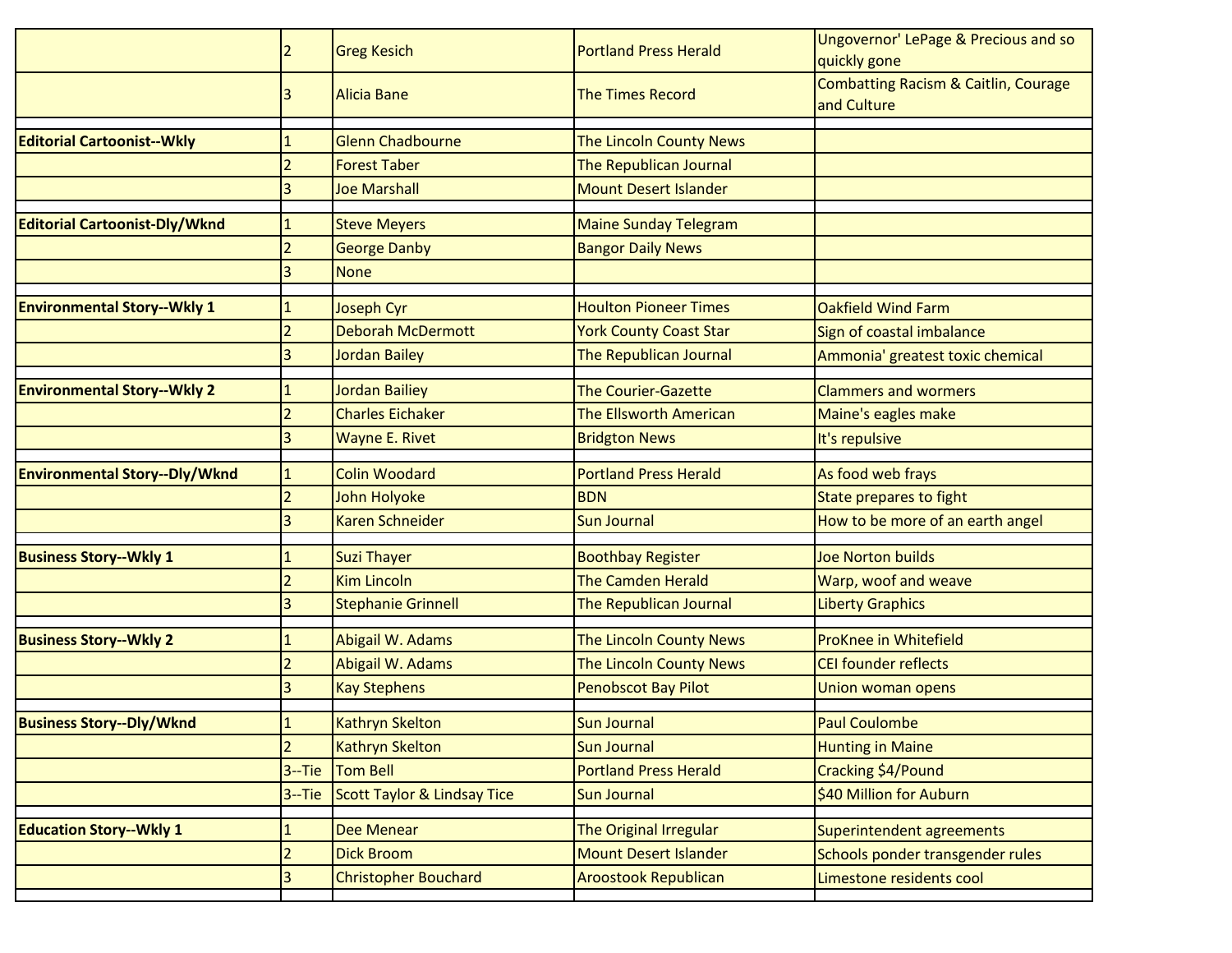| | | | | |
|---|---|---|---|---|
| | 2 | Greg Kesich | Portland Press Herald | Ungovernor' LePage & Precious and so quickly gone |
| | 3 | Alicia Bane | The Times Record | Combatting Racism & Caitlin, Courage and Culture |
| | | | | |
| **Editorial Cartoonist--Wkly** | 1 | Glenn Chadbourne | The Lincoln County News | |
| | 2 | Forest Taber | The Republican Journal | |
| | 3 | Joe Marshall | Mount Desert Islander | |
| | | | | |
| **Editorial Cartoonist-Dly/Wknd** | 1 | Steve Meyers | Maine Sunday Telegram | |
| | 2 | George Danby | Bangor Daily News | |
| | 3 | None | | |
| | | | | |
| **Environmental Story--Wkly 1** | 1 | Joseph Cyr | Houlton Pioneer Times | Oakfield Wind Farm |
| | 2 | Deborah McDermott | York County Coast Star | Sign of coastal imbalance |
| | 3 | Jordan Bailey | The Republican Journal | Ammonia' greatest toxic chemical |
| | | | | |
| **Environmental Story--Wkly 2** | 1 | Jordan Bailiey | The Courier-Gazette | Clammers and wormers |
| | 2 | Charles Eichaker | The Ellsworth American | Maine's eagles make |
| | 3 | Wayne E. Rivet | Bridgton News | It's repulsive |
| | | | | |
| **Environmental Story--Dly/Wknd** | 1 | Colin Woodard | Portland Press Herald | As food web frays |
| | 2 | John Holyoke | BDN | State prepares to fight |
| | 3 | Karen Schneider | Sun Journal | How to be more of an earth angel |
| | | | | |
| **Business Story--Wkly 1** | 1 | Suzi Thayer | Boothbay Register | Joe Norton builds |
| | 2 | Kim Lincoln | The Camden Herald | Warp, woof and weave |
| | 3 | Stephanie Grinnell | The Republican Journal | Liberty Graphics |
| | | | | |
| **Business Story--Wkly 2** | 1 | Abigail W. Adams | The Lincoln County News | ProKnee in Whitefield |
| | 2 | Abigail W. Adams | The Lincoln County News | CEI founder reflects |
| | 3 | Kay Stephens | Penobscot Bay Pilot | Union woman opens |
| | | | | |
| **Business Story--Dly/Wknd** | 1 | Kathryn Skelton | Sun Journal | Paul Coulombe |
| | 2 | Kathryn Skelton | Sun Journal | Hunting in Maine |
| | 3--Tie | Tom Bell | Portland Press Herald | Cracking $4/Pound |
| | 3--Tie | Scott Taylor & Lindsay Tice | Sun Journal | $40 Million for Auburn |
| | | | | |
| **Education Story--Wkly 1** | 1 | Dee Menear | The Original Irregular | Superintendent agreements |
| | 2 | Dick Broom | Mount Desert Islander | Schools ponder transgender rules |
| | 3 | Christopher Bouchard | Aroostook Republican | Limestone residents cool |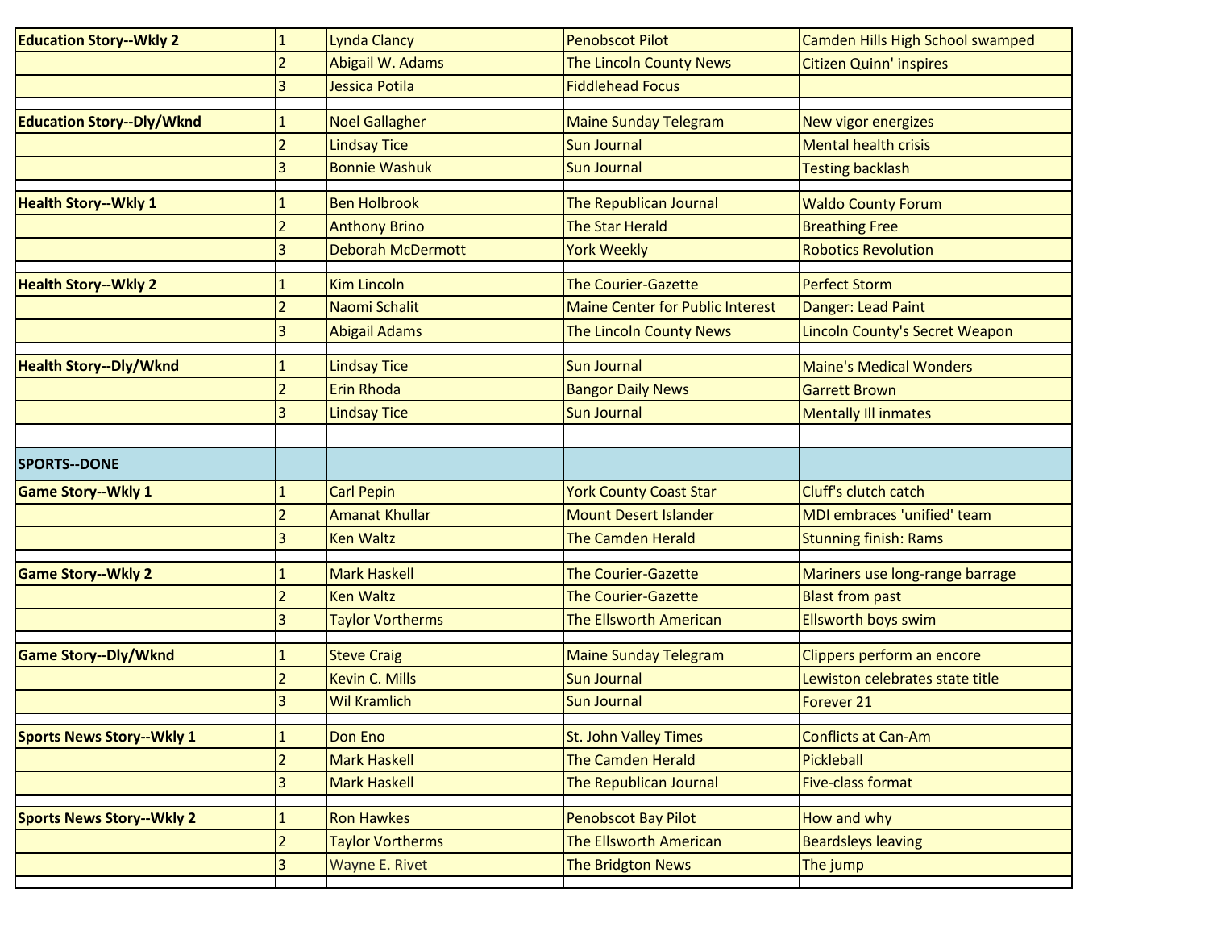| | | | | |
|---|---|---|---|---|
| **Education Story--Wkly 2** | 1 | Lynda Clancy | Penobscot Pilot | Camden Hills High School swamped |
| | 2 | Abigail W. Adams | The Lincoln County News | Citizen Quinn' inspires |
| | 3 | Jessica Potila | Fiddlehead Focus | |
| | | | | |
| **Education Story--Dly/Wknd** | 1 | Noel Gallagher | Maine Sunday Telegram | New vigor energizes |
| | 2 | Lindsay Tice | Sun Journal | Mental health crisis |
| | 3 | Bonnie Washuk | Sun Journal | Testing backlash |
| | | | | |
| **Health Story--Wkly 1** | 1 | Ben Holbrook | The Republican Journal | Waldo County Forum |
| | 2 | Anthony Brino | The Star Herald | Breathing Free |
| | 3 | Deborah McDermott | York Weekly | Robotics Revolution |
| | | | | |
| **Health Story--Wkly 2** | 1 | Kim Lincoln | The Courier-Gazette | Perfect Storm |
| | 2 | Naomi Schalit | Maine Center for Public Interest | Danger: Lead Paint |
| | 3 | Abigail Adams | The Lincoln County News | Lincoln County's Secret Weapon |
| | | | | |
| **Health Story--Dly/Wknd** | 1 | Lindsay Tice | Sun Journal | Maine's Medical Wonders |
| | 2 | Erin Rhoda | Bangor Daily News | Garrett Brown |
| | 3 | Lindsay Tice | Sun Journal | Mentally Ill inmates |
| | | | | |
| **SPORTS--DONE** | | | | |
| **Game Story--Wkly 1** | 1 | Carl Pepin | York County Coast Star | Cluff's clutch catch |
| | 2 | Amanat Khullar | Mount Desert Islander | MDI embraces 'unified' team |
| | 3 | Ken Waltz | The Camden Herald | Stunning finish: Rams |
| | | | | |
| **Game Story--Wkly 2** | 1 | Mark Haskell | The Courier-Gazette | Mariners use long-range barrage |
| | 2 | Ken Waltz | The Courier-Gazette | Blast from past |
| | 3 | Taylor Vortherms | The Ellsworth American | Ellsworth boys swim |
| | | | | |
| **Game Story--Dly/Wknd** | 1 | Steve Craig | Maine Sunday Telegram | Clippers perform an encore |
| | 2 | Kevin C. Mills | Sun Journal | Lewiston celebrates state title |
| | 3 | Wil Kramlich | Sun Journal | Forever 21 |
| | | | | |
| **Sports News Story--Wkly 1** | 1 | Don Eno | St. John Valley Times | Conflicts at Can-Am |
| | 2 | Mark Haskell | The Camden Herald | Pickleball |
| | 3 | Mark Haskell | The Republican Journal | Five-class format |
| | | | | |
| **Sports News Story--Wkly 2** | 1 | Ron Hawkes | Penobscot Bay Pilot | How and why |
| | 2 | Taylor Vortherms | The Ellsworth American | Beardsleys leaving |
| | 3 | Wayne E. Rivet | The Bridgton News | The jump |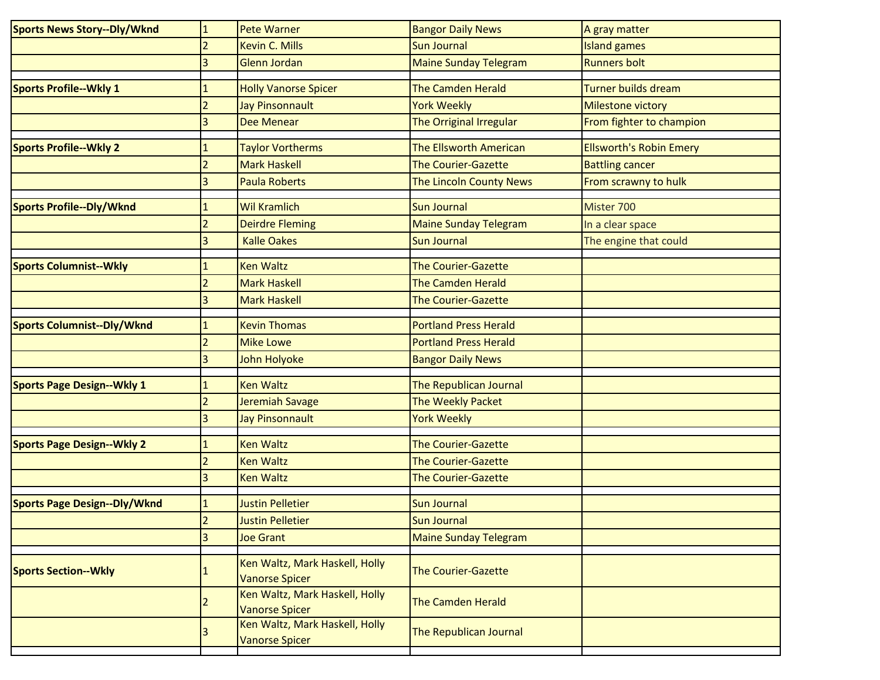| | | | | |
|---|---|---|---|---|
| **Sports News Story--Dly/Wknd** | 1 | Pete Warner | Bangor Daily News | A gray matter |
| | 2 | Kevin C. Mills | Sun Journal | Island games |
| | 3 | Glenn Jordan | Maine Sunday Telegram | Runners bolt |
| | | | | |
| **Sports Profile--Wkly 1** | 1 | Holly Vanorse Spicer | The Camden Herald | Turner builds dream |
| | 2 | Jay Pinsonnault | York Weekly | Milestone victory |
| | 3 | Dee Menear | The Orriginal Irregular | From fighter to champion |
| | | | | |
| **Sports Profile--Wkly 2** | 1 | Taylor Vortherms | The Ellsworth American | Ellsworth's Robin Emery |
| | 2 | Mark Haskell | The Courier-Gazette | Battling cancer |
| | 3 | Paula Roberts | The Lincoln County News | From scrawny to hulk |
| | | | | |
| **Sports Profile--Dly/Wknd** | 1 | Wil Kramlich | Sun Journal | Mister 700 |
| | 2 | Deirdre Fleming | Maine Sunday Telegram | In a clear space |
| | 3 | Kalle Oakes | Sun Journal | The engine that could |
| | | | | |
| **Sports Columnist--Wkly** | 1 | Ken Waltz | The Courier-Gazette | |
| | 2 | Mark Haskell | The Camden Herald | |
| | 3 | Mark Haskell | The Courier-Gazette | |
| | | | | |
| **Sports Columnist--Dly/Wknd** | 1 | Kevin Thomas | Portland Press Herald | |
| | 2 | Mike Lowe | Portland Press Herald | |
| | 3 | John Holyoke | Bangor Daily News | |
| | | | | |
| **Sports Page Design--Wkly 1** | 1 | Ken Waltz | The Republican Journal | |
| | 2 | Jeremiah Savage | The Weekly Packet | |
| | 3 | Jay Pinsonnault | York Weekly | |
| | | | | |
| **Sports Page Design--Wkly 2** | 1 | Ken Waltz | The Courier-Gazette | |
| | 2 | Ken Waltz | The Courier-Gazette | |
| | 3 | Ken Waltz | The Courier-Gazette | |
| | | | | |
| **Sports Page Design--Dly/Wknd** | 1 | Justin Pelletier | Sun Journal | |
| | 2 | Justin Pelletier | Sun Journal | |
| | 3 | Joe Grant | Maine Sunday Telegram | |
| | | | | |
| **Sports Section--Wkly** | 1 | Ken Waltz, Mark Haskell, Holly Vanorse Spicer | The Courier-Gazette | |
| | 2 | Ken Waltz, Mark Haskell, Holly Vanorse Spicer | The Camden Herald | |
| | 3 | Ken Waltz, Mark Haskell, Holly Vanorse Spicer | The Republican Journal | |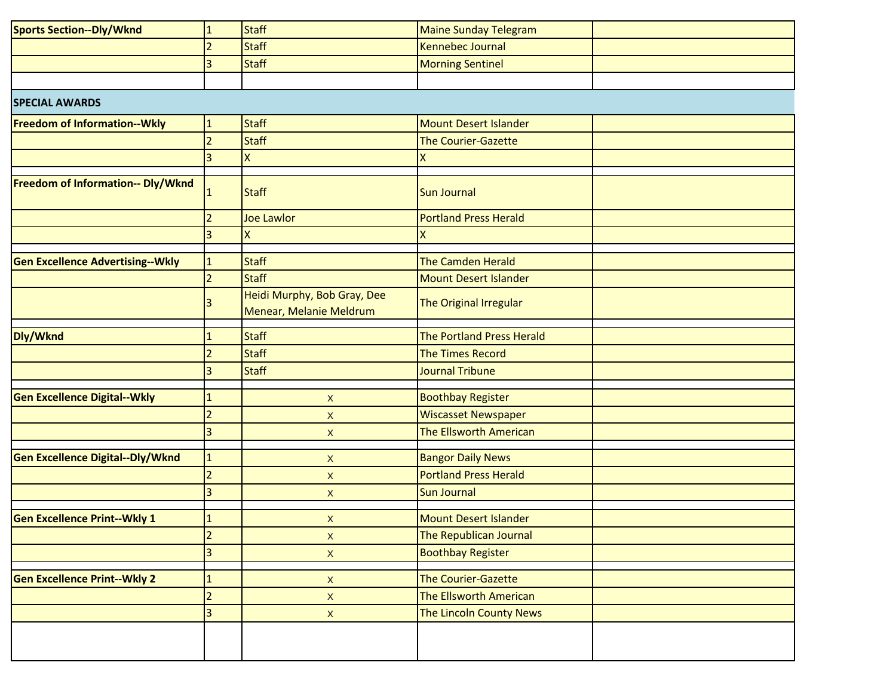| Sports Section--Dly/Wknd | 1 | Staff | Maine Sunday Telegram | |
|---|---|---|---|---|
| | 2 | Staff | Kennebec Journal | |
| | 3 | Staff | Morning Sentinel | |
| | | | | |
| **SPECIAL AWARDS** | | | | |
| **Freedom of Information--Wkly** | 1 | Staff | Mount Desert Islander | |
| | 2 | Staff | The Courier-Gazette | |
| | 3 | X | X | |
| | | | | |
| **Freedom of Information-- Dly/Wknd** | 1 | Staff | Sun Journal | |
| | 2 | Joe Lawlor | Portland Press Herald | |
| | 3 | X | X | |
| | | | | |
| **Gen Excellence Advertising--Wkly** | 1 | Staff | The Camden Herald | |
| | 2 | Staff | Mount Desert Islander | |
| | 3 | Heidi Murphy, Bob Gray, Dee Menear, Melanie Meldrum | The Original Irregular | |
| | | | | |
| **Dly/Wknd** | 1 | Staff | The Portland Press Herald | |
| | 2 | Staff | The Times Record | |
| | 3 | Staff | Journal Tribune | |
| | | | | |
| **Gen Excellence Digital--Wkly** | 1 | x | Boothbay Register | |
| | 2 | x | Wiscasset Newspaper | |
| | 3 | x | The Ellsworth American | |
| | | | | |
| **Gen Excellence Digital--Dly/Wknd** | 1 | x | Bangor Daily News | |
| | 2 | x | Portland Press Herald | |
| | 3 | x | Sun Journal | |
| | | | | |
| **Gen Excellence Print--Wkly 1** | 1 | x | Mount Desert Islander | |
| | 2 | x | The Republican Journal | |
| | 3 | x | Boothbay Register | |
| | | | | |
| **Gen Excellence Print--Wkly 2** | 1 | x | The Courier-Gazette | |
| | 2 | x | The Ellsworth American | |
| | 3 | x | The Lincoln County News | |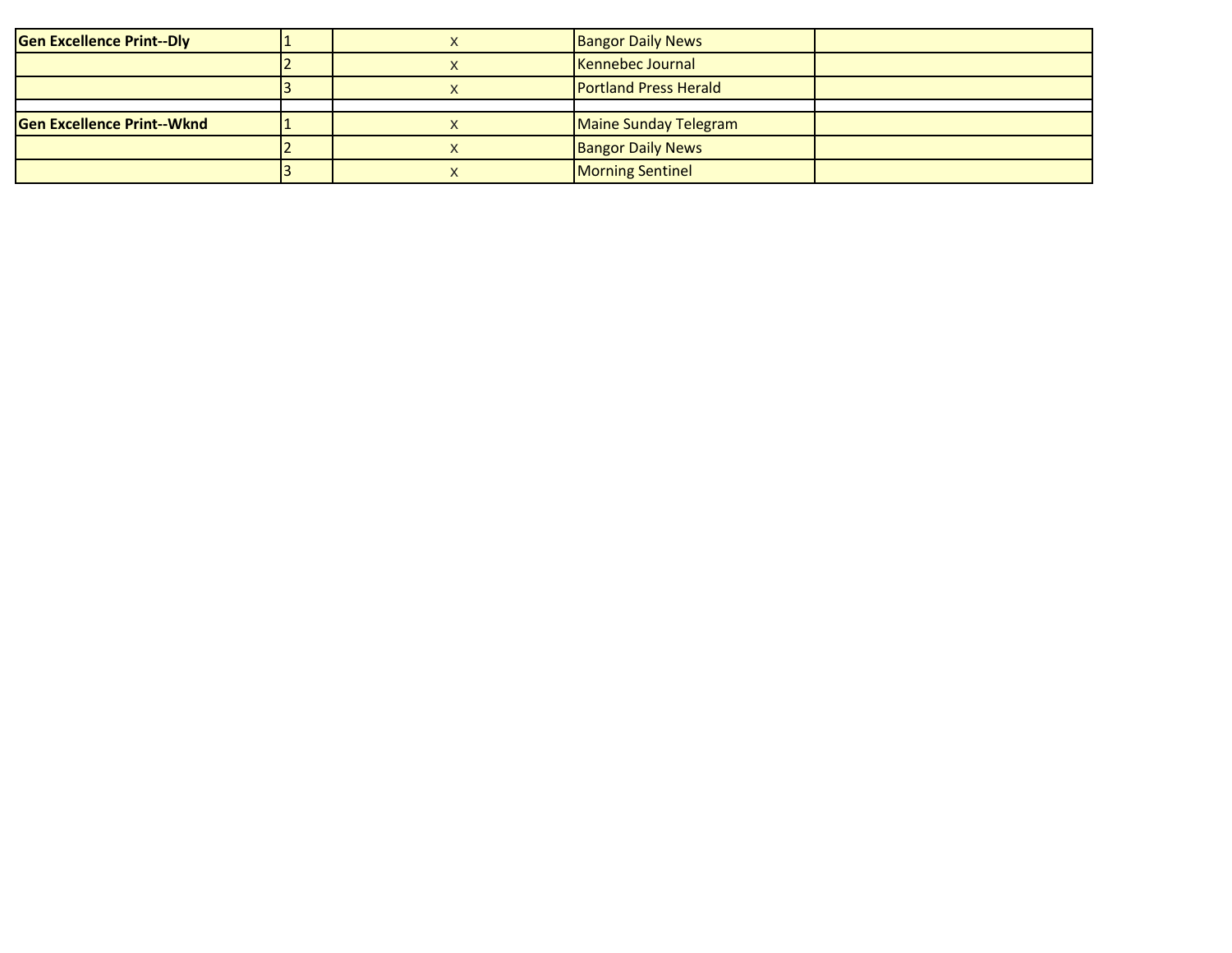| | | | | |
|---|---|---|---|---|
| **Gen Excellence Print--Dly** | 1 | x | Bangor Daily News | |
| | 2 | x | Kennebec Journal | |
| | 3 | x | Portland Press Herald | |
| | | | | |
| **Gen Excellence Print--Wknd** | 1 | x | Maine Sunday Telegram | |
| | 2 | x | Bangor Daily News | |
| | 3 | x | Morning Sentinel | |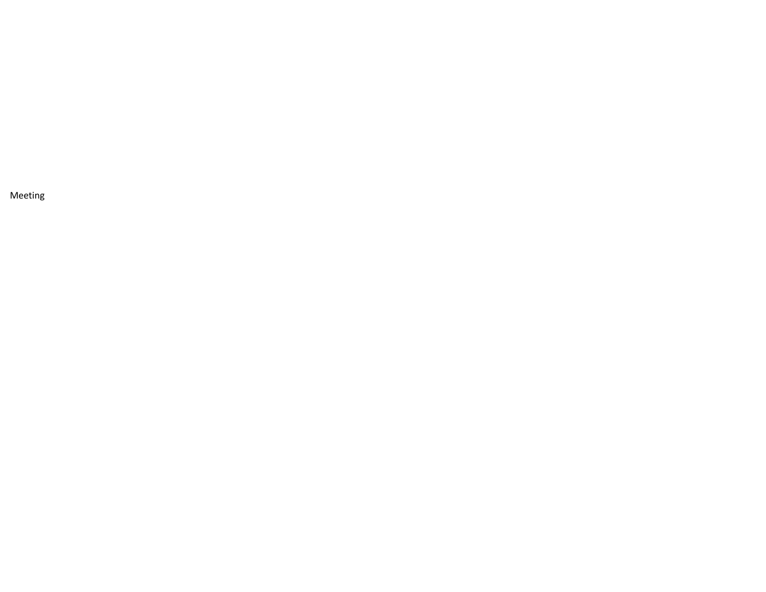Meeting